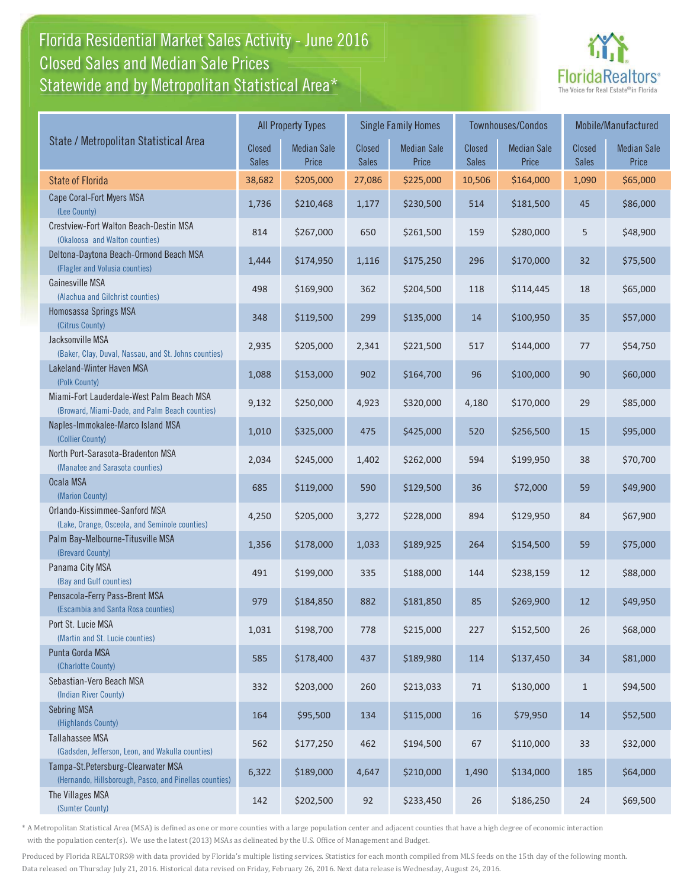# Florida Residential Market Sales Activity - June 2016
## Closed Sales and Median Sale Prices
## Statewide and by Metropolitan Statistical Area*

FloridaRealtors® The Voice for Real Estate® in Florida

| State / Metropolitan Statistical Area | All Property Types | | Single Family Homes | | Townhouses/Condos | | Mobile/Manufactured | |
|---|---|---|---|---|---|---|---|---|
| | Closed Sales | Median Sale Price | Closed Sales | Median Sale Price | Closed Sales | Median Sale Price | Closed Sales | Median Sale Price |
| State of Florida | 38,682 | $205,000 | 27,086 | $225,000 | 10,506 | $164,000 | 1,090 | $65,000 |
| Cape Coral-Fort Myers MSA (Lee County) | 1,736 | $210,468 | 1,177 | $230,500 | 514 | $181,500 | 45 | $86,000 |
| Crestview-Fort Walton Beach-Destin MSA (Okaloosa and Walton counties) | 814 | $267,000 | 650 | $261,500 | 159 | $280,000 | 5 | $48,900 |
| Deltona-Daytona Beach-Ormond Beach MSA (Flagler and Volusia counties) | 1,444 | $174,950 | 1,116 | $175,250 | 296 | $170,000 | 32 | $75,500 |
| Gainesville MSA (Alachua and Gilchrist counties) | 498 | $169,900 | 362 | $204,500 | 118 | $114,445 | 18 | $65,000 |
| Homosassa Springs MSA (Citrus County) | 348 | $119,500 | 299 | $135,000 | 14 | $100,950 | 35 | $57,000 |
| Jacksonville MSA (Baker, Clay, Duval, Nassau, and St. Johns counties) | 2,935 | $205,000 | 2,341 | $221,500 | 517 | $144,000 | 77 | $54,750 |
| Lakeland-Winter Haven MSA (Polk County) | 1,088 | $153,000 | 902 | $164,700 | 96 | $100,000 | 90 | $60,000 |
| Miami-Fort Lauderdale-West Palm Beach MSA (Broward, Miami-Dade, and Palm Beach counties) | 9,132 | $250,000 | 4,923 | $320,000 | 4,180 | $170,000 | 29 | $85,000 |
| Naples-Immokalee-Marco Island MSA (Collier County) | 1,010 | $325,000 | 475 | $425,000 | 520 | $256,500 | 15 | $95,000 |
| North Port-Sarasota-Bradenton MSA (Manatee and Sarasota counties) | 2,034 | $245,000 | 1,402 | $262,000 | 594 | $199,950 | 38 | $70,700 |
| Ocala MSA (Marion County) | 685 | $119,000 | 590 | $129,500 | 36 | $72,000 | 59 | $49,900 |
| Orlando-Kissimmee-Sanford MSA (Lake, Orange, Osceola, and Seminole counties) | 4,250 | $205,000 | 3,272 | $228,000 | 894 | $129,950 | 84 | $67,900 |
| Palm Bay-Melbourne-Titusville MSA (Brevard County) | 1,356 | $178,000 | 1,033 | $189,925 | 264 | $154,500 | 59 | $75,000 |
| Panama City MSA (Bay and Gulf counties) | 491 | $199,000 | 335 | $188,000 | 144 | $238,159 | 12 | $88,000 |
| Pensacola-Ferry Pass-Brent MSA (Escambia and Santa Rosa counties) | 979 | $184,850 | 882 | $181,850 | 85 | $269,900 | 12 | $49,950 |
| Port St. Lucie MSA (Martin and St. Lucie counties) | 1,031 | $198,700 | 778 | $215,000 | 227 | $152,500 | 26 | $68,000 |
| Punta Gorda MSA (Charlotte County) | 585 | $178,400 | 437 | $189,980 | 114 | $137,450 | 34 | $81,000 |
| Sebastian-Vero Beach MSA (Indian River County) | 332 | $203,000 | 260 | $213,033 | 71 | $130,000 | 1 | $94,500 |
| Sebring MSA (Highlands County) | 164 | $95,500 | 134 | $115,000 | 16 | $79,950 | 14 | $52,500 |
| Tallahassee MSA (Gadsden, Jefferson, Leon, and Wakulla counties) | 562 | $177,250 | 462 | $194,500 | 67 | $110,000 | 33 | $32,000 |
| Tampa-St.Petersburg-Clearwater MSA (Hernando, Hillsborough, Pasco, and Pinellas counties) | 6,322 | $189,000 | 4,647 | $210,000 | 1,490 | $134,000 | 185 | $64,000 |
| The Villages MSA (Sumter County) | 142 | $202,500 | 92 | $233,450 | 26 | $186,250 | 24 | $69,500 |

* A Metropolitan Statistical Area (MSA) is defined as one or more counties with a large population center and adjacent counties that have a high degree of economic interaction with the population center(s). We use the latest (2013) MSAs as delineated by the U.S. Office of Management and Budget.

Produced by Florida REALTORS® with data provided by Florida's multiple listing services. Statistics for each month compiled from MLS feeds on the 15th day of the following month. Data released on Thursday July 21, 2016. Historical data revised on Friday, February 26, 2016. Next data release is Wednesday, August 24, 2016.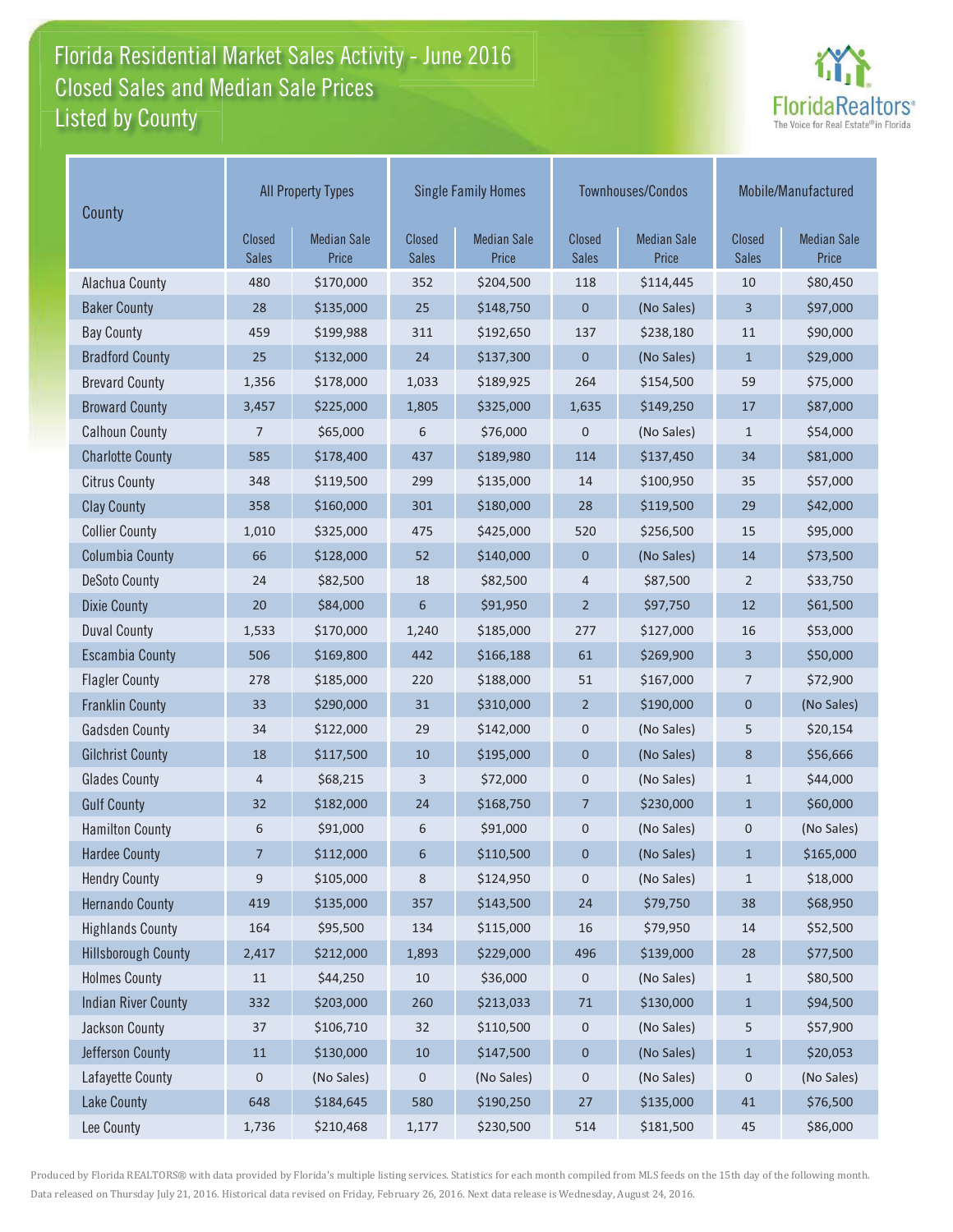# Florida Residential Market Sales Activity - June 2016
## Closed Sales and Median Sale Prices
## Listed by County

| County | All Property Types | | Single Family Homes | | Townhouses/Condos | | Mobile/Manufactured | |
|---|---|---|---|---|---|---|---|---|
| | Closed Sales | Median Sale Price | Closed Sales | Median Sale Price | Closed Sales | Median Sale Price | Closed Sales | Median Sale Price |
| Alachua County | 480 | $170,000 | 352 | $204,500 | 118 | $114,445 | 10 | $80,450 |
| Baker County | 28 | $135,000 | 25 | $148,750 | 0 | (No Sales) | 3 | $97,000 |
| Bay County | 459 | $199,988 | 311 | $192,650 | 137 | $238,180 | 11 | $90,000 |
| Bradford County | 25 | $132,000 | 24 | $137,300 | 0 | (No Sales) | 1 | $29,000 |
| Brevard County | 1,356 | $178,000 | 1,033 | $189,925 | 264 | $154,500 | 59 | $75,000 |
| Broward County | 3,457 | $225,000 | 1,805 | $325,000 | 1,635 | $149,250 | 17 | $87,000 |
| Calhoun County | 7 | $65,000 | 6 | $76,000 | 0 | (No Sales) | 1 | $54,000 |
| Charlotte County | 585 | $178,400 | 437 | $189,980 | 114 | $137,450 | 34 | $81,000 |
| Citrus County | 348 | $119,500 | 299 | $135,000 | 14 | $100,950 | 35 | $57,000 |
| Clay County | 358 | $160,000 | 301 | $180,000 | 28 | $119,500 | 29 | $42,000 |
| Collier County | 1,010 | $325,000 | 475 | $425,000 | 520 | $256,500 | 15 | $95,000 |
| Columbia County | 66 | $128,000 | 52 | $140,000 | 0 | (No Sales) | 14 | $73,500 |
| DeSoto County | 24 | $82,500 | 18 | $82,500 | 4 | $87,500 | 2 | $33,750 |
| Dixie County | 20 | $84,000 | 6 | $91,950 | 2 | $97,750 | 12 | $61,500 |
| Duval County | 1,533 | $170,000 | 1,240 | $185,000 | 277 | $127,000 | 16 | $53,000 |
| Escambia County | 506 | $169,800 | 442 | $166,188 | 61 | $269,900 | 3 | $50,000 |
| Flagler County | 278 | $185,000 | 220 | $188,000 | 51 | $167,000 | 7 | $72,900 |
| Franklin County | 33 | $290,000 | 31 | $310,000 | 2 | $190,000 | 0 | (No Sales) |
| Gadsden County | 34 | $122,000 | 29 | $142,000 | 0 | (No Sales) | 5 | $20,154 |
| Gilchrist County | 18 | $117,500 | 10 | $195,000 | 0 | (No Sales) | 8 | $56,666 |
| Glades County | 4 | $68,215 | 3 | $72,000 | 0 | (No Sales) | 1 | $44,000 |
| Gulf County | 32 | $182,000 | 24 | $168,750 | 7 | $230,000 | 1 | $60,000 |
| Hamilton County | 6 | $91,000 | 6 | $91,000 | 0 | (No Sales) | 0 | (No Sales) |
| Hardee County | 7 | $112,000 | 6 | $110,500 | 0 | (No Sales) | 1 | $165,000 |
| Hendry County | 9 | $105,000 | 8 | $124,950 | 0 | (No Sales) | 1 | $18,000 |
| Hernando County | 419 | $135,000 | 357 | $143,500 | 24 | $79,750 | 38 | $68,950 |
| Highlands County | 164 | $95,500 | 134 | $115,000 | 16 | $79,950 | 14 | $52,500 |
| Hillsborough County | 2,417 | $212,000 | 1,893 | $229,000 | 496 | $139,000 | 28 | $77,500 |
| Holmes County | 11 | $44,250 | 10 | $36,000 | 0 | (No Sales) | 1 | $80,500 |
| Indian River County | 332 | $203,000 | 260 | $213,033 | 71 | $130,000 | 1 | $94,500 |
| Jackson County | 37 | $106,710 | 32 | $110,500 | 0 | (No Sales) | 5 | $57,900 |
| Jefferson County | 11 | $130,000 | 10 | $147,500 | 0 | (No Sales) | 1 | $20,053 |
| Lafayette County | 0 | (No Sales) | 0 | (No Sales) | 0 | (No Sales) | 0 | (No Sales) |
| Lake County | 648 | $184,645 | 580 | $190,250 | 27 | $135,000 | 41 | $76,500 |
| Lee County | 1,736 | $210,468 | 1,177 | $230,500 | 514 | $181,500 | 45 | $86,000 |

Produced by Florida REALTORS® with data provided by Florida's multiple listing services. Statistics for each month compiled from MLS feeds on the 15th day of the following month. Data released on Thursday July 21, 2016. Historical data revised on Friday, February 26, 2016. Next data release is Wednesday, August 24, 2016.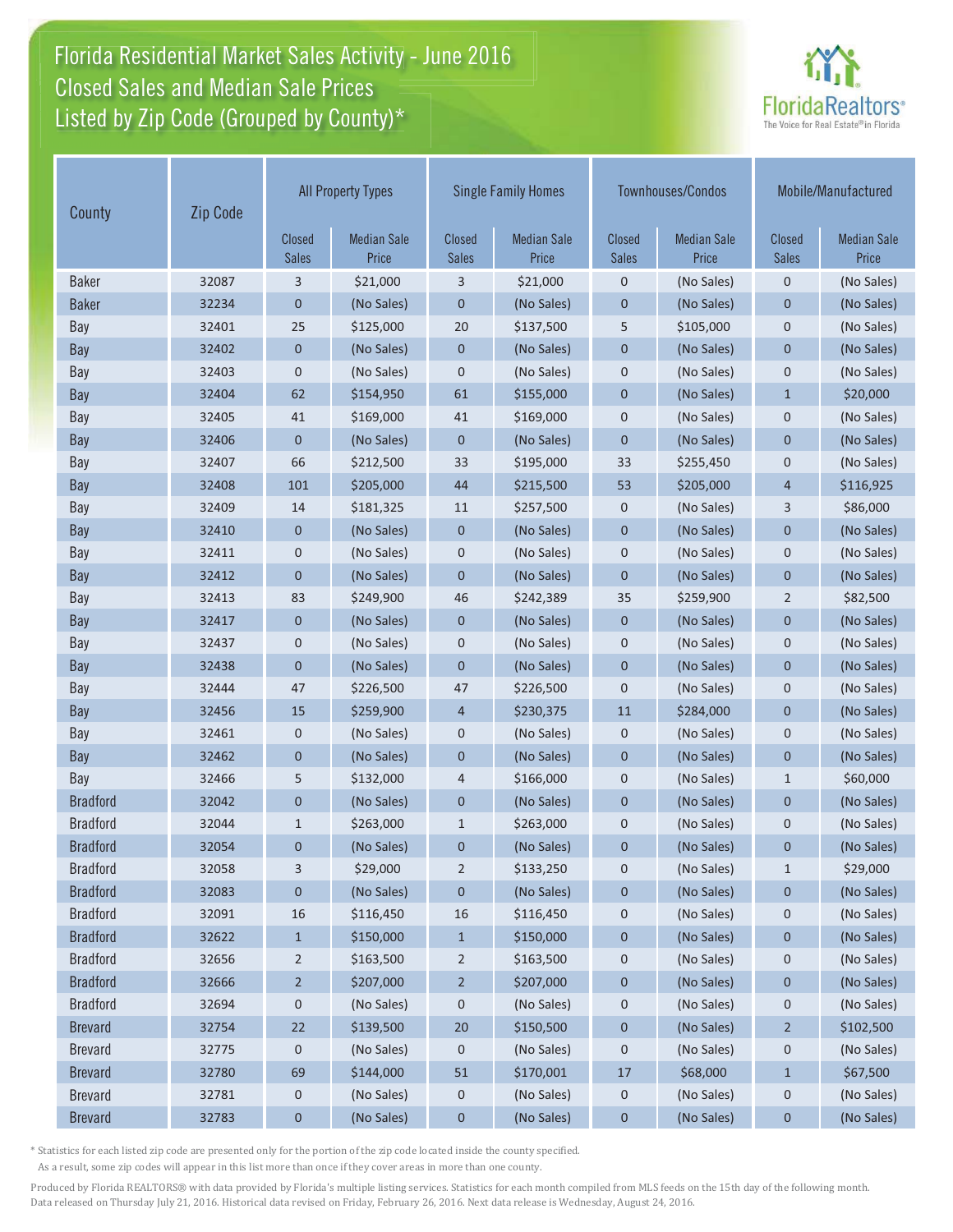# Florida Residential Market Sales Activity - June 2016
## Closed Sales and Median Sale Prices
## Listed by Zip Code (Grouped by County)*

| County | Zip Code | All Property Types | | Single Family Homes | | Townhouses/Condos | | Mobile/Manufactured | |
|---|---|---|---|---|---|---|---|---|---|
| | | Closed Sales | Median Sale Price | Closed Sales | Median Sale Price | Closed Sales | Median Sale Price | Closed Sales | Median Sale Price |
| Baker | 32087 | 3 | $21,000 | 3 | $21,000 | 0 | (No Sales) | 0 | (No Sales) |
| Baker | 32234 | 0 | (No Sales) | 0 | (No Sales) | 0 | (No Sales) | 0 | (No Sales) |
| Bay | 32401 | 25 | $125,000 | 20 | $137,500 | 5 | $105,000 | 0 | (No Sales) |
| Bay | 32402 | 0 | (No Sales) | 0 | (No Sales) | 0 | (No Sales) | 0 | (No Sales) |
| Bay | 32403 | 0 | (No Sales) | 0 | (No Sales) | 0 | (No Sales) | 0 | (No Sales) |
| Bay | 32404 | 62 | $154,950 | 61 | $155,000 | 0 | (No Sales) | 1 | $20,000 |
| Bay | 32405 | 41 | $169,000 | 41 | $169,000 | 0 | (No Sales) | 0 | (No Sales) |
| Bay | 32406 | 0 | (No Sales) | 0 | (No Sales) | 0 | (No Sales) | 0 | (No Sales) |
| Bay | 32407 | 66 | $212,500 | 33 | $195,000 | 33 | $255,450 | 0 | (No Sales) |
| Bay | 32408 | 101 | $205,000 | 44 | $215,500 | 53 | $205,000 | 4 | $116,925 |
| Bay | 32409 | 14 | $181,325 | 11 | $257,500 | 0 | (No Sales) | 3 | $86,000 |
| Bay | 32410 | 0 | (No Sales) | 0 | (No Sales) | 0 | (No Sales) | 0 | (No Sales) |
| Bay | 32411 | 0 | (No Sales) | 0 | (No Sales) | 0 | (No Sales) | 0 | (No Sales) |
| Bay | 32412 | 0 | (No Sales) | 0 | (No Sales) | 0 | (No Sales) | 0 | (No Sales) |
| Bay | 32413 | 83 | $249,900 | 46 | $242,389 | 35 | $259,900 | 2 | $82,500 |
| Bay | 32417 | 0 | (No Sales) | 0 | (No Sales) | 0 | (No Sales) | 0 | (No Sales) |
| Bay | 32437 | 0 | (No Sales) | 0 | (No Sales) | 0 | (No Sales) | 0 | (No Sales) |
| Bay | 32438 | 0 | (No Sales) | 0 | (No Sales) | 0 | (No Sales) | 0 | (No Sales) |
| Bay | 32444 | 47 | $226,500 | 47 | $226,500 | 0 | (No Sales) | 0 | (No Sales) |
| Bay | 32456 | 15 | $259,900 | 4 | $230,375 | 11 | $284,000 | 0 | (No Sales) |
| Bay | 32461 | 0 | (No Sales) | 0 | (No Sales) | 0 | (No Sales) | 0 | (No Sales) |
| Bay | 32462 | 0 | (No Sales) | 0 | (No Sales) | 0 | (No Sales) | 0 | (No Sales) |
| Bay | 32466 | 5 | $132,000 | 4 | $166,000 | 0 | (No Sales) | 1 | $60,000 |
| Bradford | 32042 | 0 | (No Sales) | 0 | (No Sales) | 0 | (No Sales) | 0 | (No Sales) |
| Bradford | 32044 | 1 | $263,000 | 1 | $263,000 | 0 | (No Sales) | 0 | (No Sales) |
| Bradford | 32054 | 0 | (No Sales) | 0 | (No Sales) | 0 | (No Sales) | 0 | (No Sales) |
| Bradford | 32058 | 3 | $29,000 | 2 | $133,250 | 0 | (No Sales) | 1 | $29,000 |
| Bradford | 32083 | 0 | (No Sales) | 0 | (No Sales) | 0 | (No Sales) | 0 | (No Sales) |
| Bradford | 32091 | 16 | $116,450 | 16 | $116,450 | 0 | (No Sales) | 0 | (No Sales) |
| Bradford | 32622 | 1 | $150,000 | 1 | $150,000 | 0 | (No Sales) | 0 | (No Sales) |
| Bradford | 32656 | 2 | $163,500 | 2 | $163,500 | 0 | (No Sales) | 0 | (No Sales) |
| Bradford | 32666 | 2 | $207,000 | 2 | $207,000 | 0 | (No Sales) | 0 | (No Sales) |
| Bradford | 32694 | 0 | (No Sales) | 0 | (No Sales) | 0 | (No Sales) | 0 | (No Sales) |
| Brevard | 32754 | 22 | $139,500 | 20 | $150,500 | 0 | (No Sales) | 2 | $102,500 |
| Brevard | 32775 | 0 | (No Sales) | 0 | (No Sales) | 0 | (No Sales) | 0 | (No Sales) |
| Brevard | 32780 | 69 | $144,000 | 51 | $170,001 | 17 | $68,000 | 1 | $67,500 |
| Brevard | 32781 | 0 | (No Sales) | 0 | (No Sales) | 0 | (No Sales) | 0 | (No Sales) |
| Brevard | 32783 | 0 | (No Sales) | 0 | (No Sales) | 0 | (No Sales) | 0 | (No Sales) |

* Statistics for each listed zip code are presented only for the portion of the zip code located inside the county specified.
As a result, some zip codes will appear in this list more than once if they cover areas in more than one county.

Produced by Florida REALTORS® with data provided by Florida's multiple listing services. Statistics for each month compiled from MLS feeds on the 15th day of the following month. Data released on Thursday July 21, 2016. Historical data revised on Friday, February 26, 2016. Next data release is Wednesday, August 24, 2016.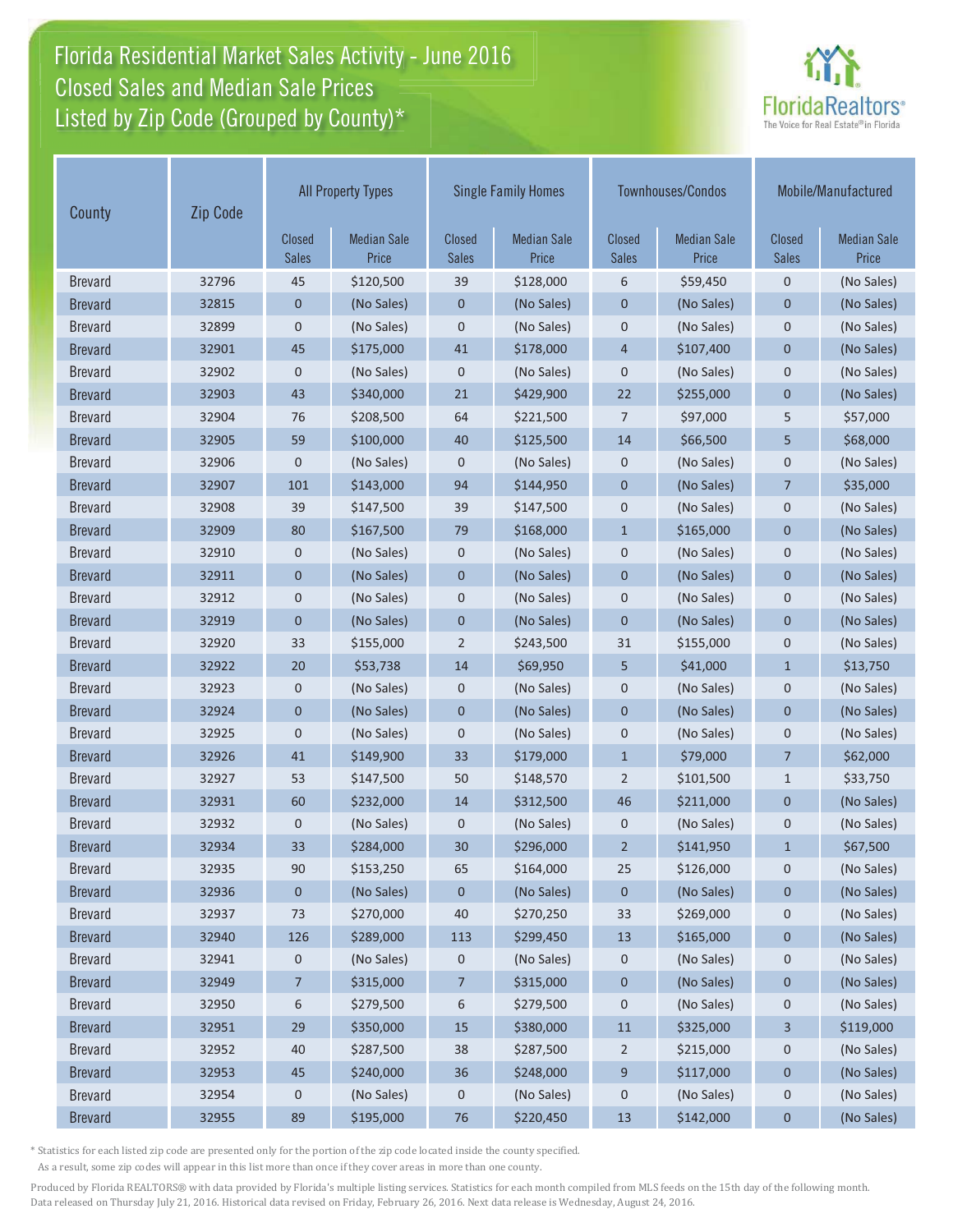# Florida Residential Market Sales Activity - June 2016
## Closed Sales and Median Sale Prices
## Listed by Zip Code (Grouped by County)*

| County | Zip Code | All Property Types | | Single Family Homes | | Townhouses/Condos | | Mobile/Manufactured | |
|---|---|---|---|---|---|---|---|---|---|
| | | Closed Sales | Median Sale Price | Closed Sales | Median Sale Price | Closed Sales | Median Sale Price | Closed Sales | Median Sale Price |
| Brevard | 32796 | 45 | $120,500 | 39 | $128,000 | 6 | $59,450 | 0 | (No Sales) |
| Brevard | 32815 | 0 | (No Sales) | 0 | (No Sales) | 0 | (No Sales) | 0 | (No Sales) |
| Brevard | 32899 | 0 | (No Sales) | 0 | (No Sales) | 0 | (No Sales) | 0 | (No Sales) |
| Brevard | 32901 | 45 | $175,000 | 41 | $178,000 | 4 | $107,400 | 0 | (No Sales) |
| Brevard | 32902 | 0 | (No Sales) | 0 | (No Sales) | 0 | (No Sales) | 0 | (No Sales) |
| Brevard | 32903 | 43 | $340,000 | 21 | $429,900 | 22 | $255,000 | 0 | (No Sales) |
| Brevard | 32904 | 76 | $208,500 | 64 | $221,500 | 7 | $97,000 | 5 | $57,000 |
| Brevard | 32905 | 59 | $100,000 | 40 | $125,500 | 14 | $66,500 | 5 | $68,000 |
| Brevard | 32906 | 0 | (No Sales) | 0 | (No Sales) | 0 | (No Sales) | 0 | (No Sales) |
| Brevard | 32907 | 101 | $143,000 | 94 | $144,950 | 0 | (No Sales) | 7 | $35,000 |
| Brevard | 32908 | 39 | $147,500 | 39 | $147,500 | 0 | (No Sales) | 0 | (No Sales) |
| Brevard | 32909 | 80 | $167,500 | 79 | $168,000 | 1 | $165,000 | 0 | (No Sales) |
| Brevard | 32910 | 0 | (No Sales) | 0 | (No Sales) | 0 | (No Sales) | 0 | (No Sales) |
| Brevard | 32911 | 0 | (No Sales) | 0 | (No Sales) | 0 | (No Sales) | 0 | (No Sales) |
| Brevard | 32912 | 0 | (No Sales) | 0 | (No Sales) | 0 | (No Sales) | 0 | (No Sales) |
| Brevard | 32919 | 0 | (No Sales) | 0 | (No Sales) | 0 | (No Sales) | 0 | (No Sales) |
| Brevard | 32920 | 33 | $155,000 | 2 | $243,500 | 31 | $155,000 | 0 | (No Sales) |
| Brevard | 32922 | 20 | $53,738 | 14 | $69,950 | 5 | $41,000 | 1 | $13,750 |
| Brevard | 32923 | 0 | (No Sales) | 0 | (No Sales) | 0 | (No Sales) | 0 | (No Sales) |
| Brevard | 32924 | 0 | (No Sales) | 0 | (No Sales) | 0 | (No Sales) | 0 | (No Sales) |
| Brevard | 32925 | 0 | (No Sales) | 0 | (No Sales) | 0 | (No Sales) | 0 | (No Sales) |
| Brevard | 32926 | 41 | $149,900 | 33 | $179,000 | 1 | $79,000 | 7 | $62,000 |
| Brevard | 32927 | 53 | $147,500 | 50 | $148,570 | 2 | $101,500 | 1 | $33,750 |
| Brevard | 32931 | 60 | $232,000 | 14 | $312,500 | 46 | $211,000 | 0 | (No Sales) |
| Brevard | 32932 | 0 | (No Sales) | 0 | (No Sales) | 0 | (No Sales) | 0 | (No Sales) |
| Brevard | 32934 | 33 | $284,000 | 30 | $296,000 | 2 | $141,950 | 1 | $67,500 |
| Brevard | 32935 | 90 | $153,250 | 65 | $164,000 | 25 | $126,000 | 0 | (No Sales) |
| Brevard | 32936 | 0 | (No Sales) | 0 | (No Sales) | 0 | (No Sales) | 0 | (No Sales) |
| Brevard | 32937 | 73 | $270,000 | 40 | $270,250 | 33 | $269,000 | 0 | (No Sales) |
| Brevard | 32940 | 126 | $289,000 | 113 | $299,450 | 13 | $165,000 | 0 | (No Sales) |
| Brevard | 32941 | 0 | (No Sales) | 0 | (No Sales) | 0 | (No Sales) | 0 | (No Sales) |
| Brevard | 32949 | 7 | $315,000 | 7 | $315,000 | 0 | (No Sales) | 0 | (No Sales) |
| Brevard | 32950 | 6 | $279,500 | 6 | $279,500 | 0 | (No Sales) | 0 | (No Sales) |
| Brevard | 32951 | 29 | $350,000 | 15 | $380,000 | 11 | $325,000 | 3 | $119,000 |
| Brevard | 32952 | 40 | $287,500 | 38 | $287,500 | 2 | $215,000 | 0 | (No Sales) |
| Brevard | 32953 | 45 | $240,000 | 36 | $248,000 | 9 | $117,000 | 0 | (No Sales) |
| Brevard | 32954 | 0 | (No Sales) | 0 | (No Sales) | 0 | (No Sales) | 0 | (No Sales) |
| Brevard | 32955 | 89 | $195,000 | 76 | $220,450 | 13 | $142,000 | 0 | (No Sales) |

* Statistics for each listed zip code are presented only for the portion of the zip code located inside the county specified.
As a result, some zip codes will appear in this list more than once if they cover areas in more than one county.

Produced by Florida REALTORS® with data provided by Florida's multiple listing services. Statistics for each month compiled from MLS feeds on the 15th day of the following month. Data released on Thursday July 21, 2016. Historical data revised on Friday, February 26, 2016. Next data release is Wednesday, August 24, 2016.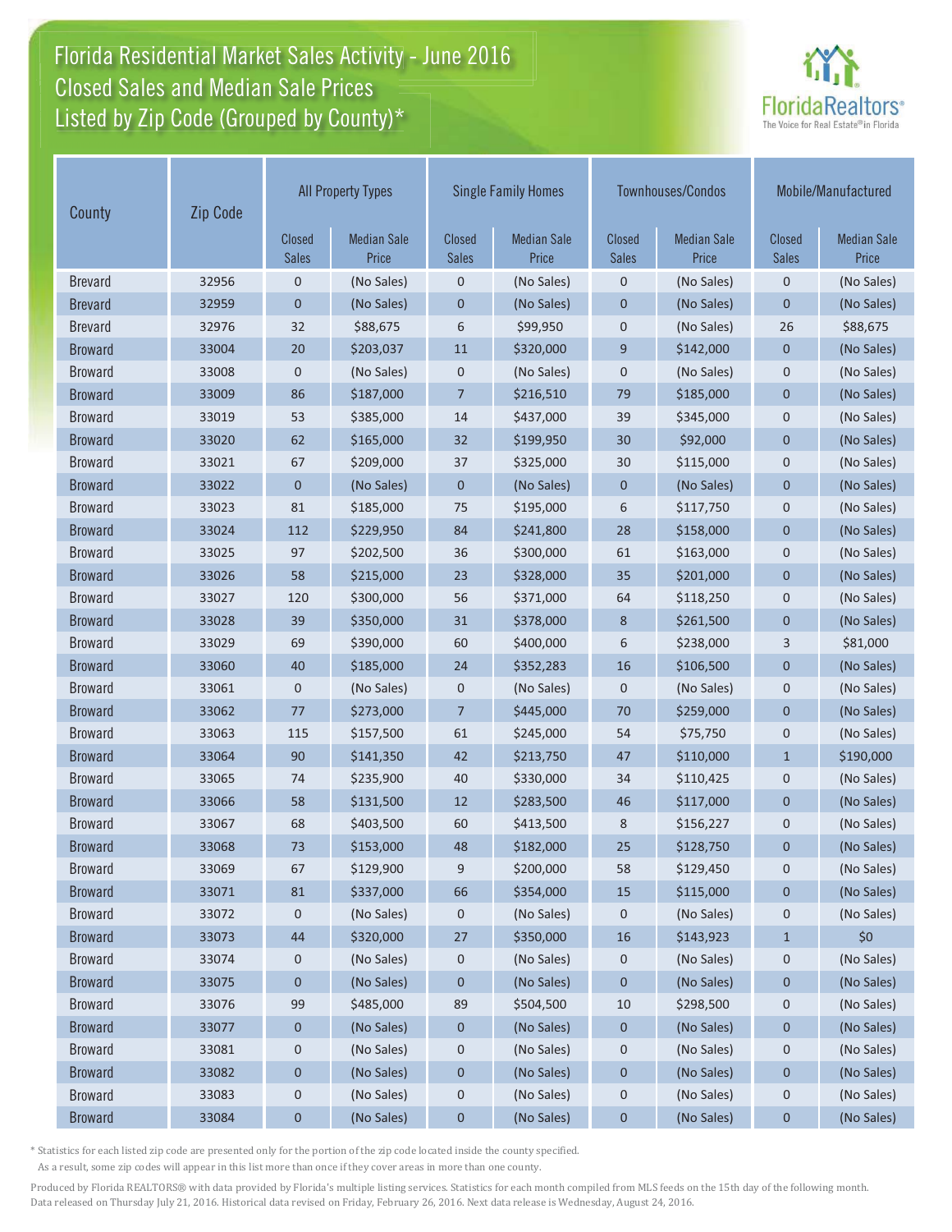# Florida Residential Market Sales Activity - June 2016
## Closed Sales and Median Sale Prices
## Listed by Zip Code (Grouped by County)*

FloridaRealtors® The Voice for Real Estate® in Florida

| County | Zip Code | All Property Types | | Single Family Homes | | Townhouses/Condos | | Mobile/Manufactured | |
|---|---|---|---|---|---|---|---|---|---|
| | | Closed Sales | Median Sale Price | Closed Sales | Median Sale Price | Closed Sales | Median Sale Price | Closed Sales | Median Sale Price |
| Brevard | 32956 | 0 | (No Sales) | 0 | (No Sales) | 0 | (No Sales) | 0 | (No Sales) |
| Brevard | 32959 | 0 | (No Sales) | 0 | (No Sales) | 0 | (No Sales) | 0 | (No Sales) |
| Brevard | 32976 | 32 | $88,675 | 6 | $99,950 | 0 | (No Sales) | 26 | $88,675 |
| Broward | 33004 | 20 | $203,037 | 11 | $320,000 | 9 | $142,000 | 0 | (No Sales) |
| Broward | 33008 | 0 | (No Sales) | 0 | (No Sales) | 0 | (No Sales) | 0 | (No Sales) |
| Broward | 33009 | 86 | $187,000 | 7 | $216,510 | 79 | $185,000 | 0 | (No Sales) |
| Broward | 33019 | 53 | $385,000 | 14 | $437,000 | 39 | $345,000 | 0 | (No Sales) |
| Broward | 33020 | 62 | $165,000 | 32 | $199,950 | 30 | $92,000 | 0 | (No Sales) |
| Broward | 33021 | 67 | $209,000 | 37 | $325,000 | 30 | $115,000 | 0 | (No Sales) |
| Broward | 33022 | 0 | (No Sales) | 0 | (No Sales) | 0 | (No Sales) | 0 | (No Sales) |
| Broward | 33023 | 81 | $185,000 | 75 | $195,000 | 6 | $117,750 | 0 | (No Sales) |
| Broward | 33024 | 112 | $229,950 | 84 | $241,800 | 28 | $158,000 | 0 | (No Sales) |
| Broward | 33025 | 97 | $202,500 | 36 | $300,000 | 61 | $163,000 | 0 | (No Sales) |
| Broward | 33026 | 58 | $215,000 | 23 | $328,000 | 35 | $201,000 | 0 | (No Sales) |
| Broward | 33027 | 120 | $300,000 | 56 | $371,000 | 64 | $118,250 | 0 | (No Sales) |
| Broward | 33028 | 39 | $350,000 | 31 | $378,000 | 8 | $261,500 | 0 | (No Sales) |
| Broward | 33029 | 69 | $390,000 | 60 | $400,000 | 6 | $238,000 | 3 | $81,000 |
| Broward | 33060 | 40 | $185,000 | 24 | $352,283 | 16 | $106,500 | 0 | (No Sales) |
| Broward | 33061 | 0 | (No Sales) | 0 | (No Sales) | 0 | (No Sales) | 0 | (No Sales) |
| Broward | 33062 | 77 | $273,000 | 7 | $445,000 | 70 | $259,000 | 0 | (No Sales) |
| Broward | 33063 | 115 | $157,500 | 61 | $245,000 | 54 | $75,750 | 0 | (No Sales) |
| Broward | 33064 | 90 | $141,350 | 42 | $213,750 | 47 | $110,000 | 1 | $190,000 |
| Broward | 33065 | 74 | $235,900 | 40 | $330,000 | 34 | $110,425 | 0 | (No Sales) |
| Broward | 33066 | 58 | $131,500 | 12 | $283,500 | 46 | $117,000 | 0 | (No Sales) |
| Broward | 33067 | 68 | $403,500 | 60 | $413,500 | 8 | $156,227 | 0 | (No Sales) |
| Broward | 33068 | 73 | $153,000 | 48 | $182,000 | 25 | $128,750 | 0 | (No Sales) |
| Broward | 33069 | 67 | $129,900 | 9 | $200,000 | 58 | $129,450 | 0 | (No Sales) |
| Broward | 33071 | 81 | $337,000 | 66 | $354,000 | 15 | $115,000 | 0 | (No Sales) |
| Broward | 33072 | 0 | (No Sales) | 0 | (No Sales) | 0 | (No Sales) | 0 | (No Sales) |
| Broward | 33073 | 44 | $320,000 | 27 | $350,000 | 16 | $143,923 | 1 | $0 |
| Broward | 33074 | 0 | (No Sales) | 0 | (No Sales) | 0 | (No Sales) | 0 | (No Sales) |
| Broward | 33075 | 0 | (No Sales) | 0 | (No Sales) | 0 | (No Sales) | 0 | (No Sales) |
| Broward | 33076 | 99 | $485,000 | 89 | $504,500 | 10 | $298,500 | 0 | (No Sales) |
| Broward | 33077 | 0 | (No Sales) | 0 | (No Sales) | 0 | (No Sales) | 0 | (No Sales) |
| Broward | 33081 | 0 | (No Sales) | 0 | (No Sales) | 0 | (No Sales) | 0 | (No Sales) |
| Broward | 33082 | 0 | (No Sales) | 0 | (No Sales) | 0 | (No Sales) | 0 | (No Sales) |
| Broward | 33083 | 0 | (No Sales) | 0 | (No Sales) | 0 | (No Sales) | 0 | (No Sales) |
| Broward | 33084 | 0 | (No Sales) | 0 | (No Sales) | 0 | (No Sales) | 0 | (No Sales) |

\* Statistics for each listed zip code are presented only for the portion of the zip code located inside the county specified.
As a result, some zip codes will appear in this list more than once if they cover areas in more than one county.

Produced by Florida REALTORS® with data provided by Florida's multiple listing services. Statistics for each month compiled from MLS feeds on the 15th day of the following month. Data released on Thursday July 21, 2016. Historical data revised on Friday, February 26, 2016. Next data release is Wednesday, August 24, 2016.